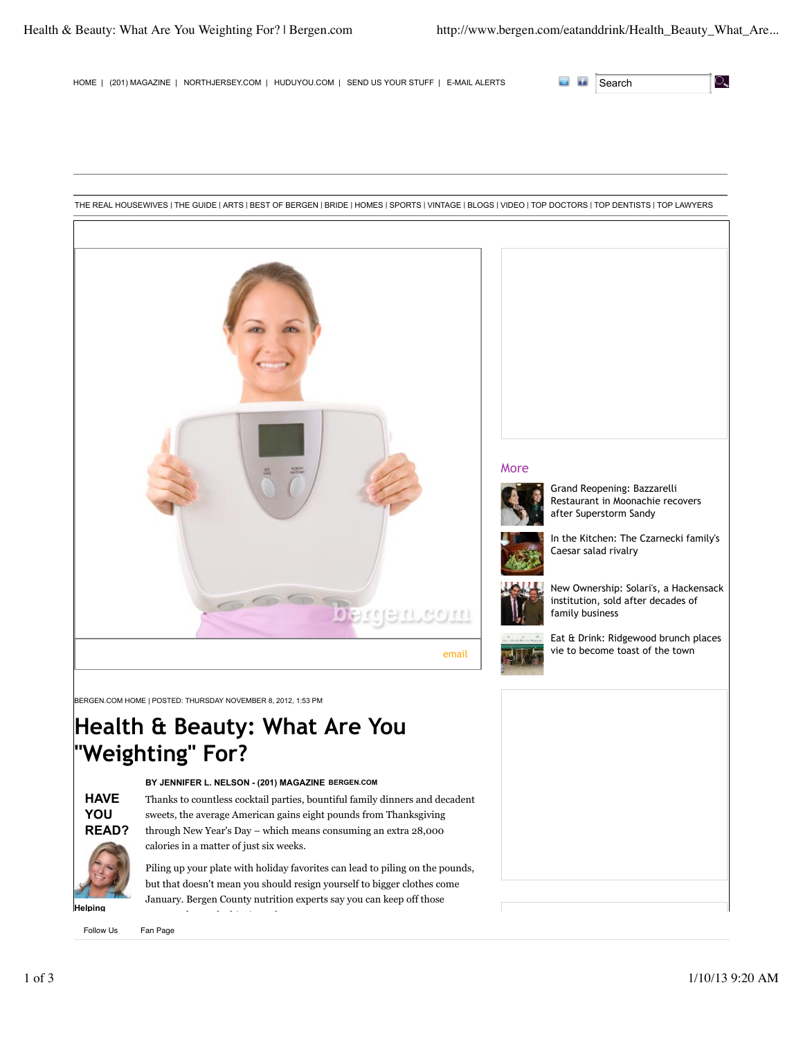HOME | (201) MAGAZINE | NORTHJERSEY.COM | HUDUYOU.COM | SEND US YOUR STUFF | E-MAIL ALERTS

THE REAL HOUSEWIVES | THE GUIDE | ARTS | BEST OF BERGEN | BRIDE | HOMES | SPORTS | VINTAGE | BLOGS | VIDEO | TOP DOCTORS | TOP DENTISTS | TOP LAWYERS

email

BERGEN.COM HOME | POSTED: THURSDAY NOVEMBER 8, 2012, 1:53 PM

# Health & Beauty: What Are You "Weighting" For?

**BY JENNIFER L. NELSON - (201) MAGAZINE BERGEN.COM**

Thanks to countless cocktail parties, bountiful family dinners and decadent sweets, the average American gains eight pounds from Thanksgiving through New Year's Day – which means consuming an extra 28,000 calories in a matter of just six weeks.

Piling up your plate with holiday favorites can lead to piling on the pounds, but that doesn't mean you should resign yourself to bigger clothes come January. Bergen County nutrition experts say you can keep off those

**HAVE YOU READ?**

**Helping**

## More

Grand Reopening: Bazzarelli Restaurant in Moonachie recovers after Superstorm Sandy

In the Kitchen: The Czarnecki family's Caesar salad rivalry

New Ownership: Solari's, a Hackensack institution, sold after decades of family business

Eat & Drink: Ridgewood brunch places vie to become toast of the town

Follow Us Fan Page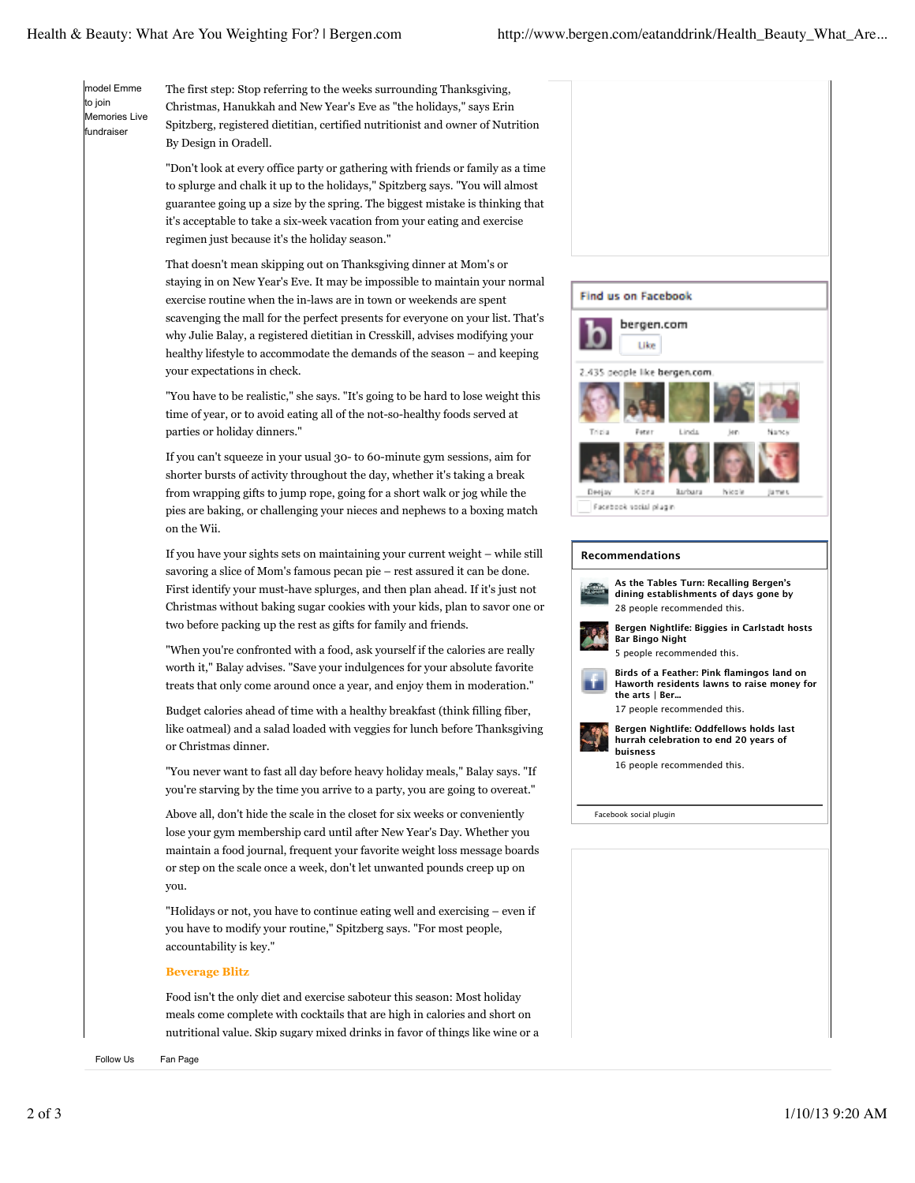model Emme to join Memories Live fundraiser

The first step: Stop referring to the weeks surrounding Thanksgiving, Christmas, Hanukkah and New Year's Eve as "the holidays," says Erin Spitzberg, registered dietitian, certified nutritionist and owner of Nutrition By Design in Oradell.

"Don't look at every office party or gathering with friends or family as a time to splurge and chalk it up to the holidays," Spitzberg says. "You will almost guarantee going up a size by the spring. The biggest mistake is thinking that it's acceptable to take a six-week vacation from your eating and exercise regimen just because it's the holiday season."

That doesn't mean skipping out on Thanksgiving dinner at Mom's or staying in on New Year's Eve. It may be impossible to maintain your normal exercise routine when the in-laws are in town or weekends are spent scavenging the mall for the perfect presents for everyone on your list. That's why Julie Balay, a registered dietitian in Cresskill, advises modifying your healthy lifestyle to accommodate the demands of the season – and keeping your expectations in check.

"You have to be realistic," she says. "It's going to be hard to lose weight this time of year, or to avoid eating all of the not-so-healthy foods served at parties or holiday dinners."

If you can't squeeze in your usual 30- to 60-minute gym sessions, aim for shorter bursts of activity throughout the day, whether it's taking a break from wrapping gifts to jump rope, going for a short walk or jog while the pies are baking, or challenging your nieces and nephews to a boxing match on the Wii.

If you have your sights sets on maintaining your current weight – while still savoring a slice of Mom's famous pecan pie – rest assured it can be done. First identify your must-have splurges, and then plan ahead. If it's just not Christmas without baking sugar cookies with your kids, plan to savor one or two before packing up the rest as gifts for family and friends.

"When you're confronted with a food, ask yourself if the calories are really worth it," Balay advises. "Save your indulgences for your absolute favorite treats that only come around once a year, and enjoy them in moderation."

Budget calories ahead of time with a healthy breakfast (think filling fiber, like oatmeal) and a salad loaded with veggies for lunch before Thanksgiving or Christmas dinner.

"You never want to fast all day before heavy holiday meals," Balay says. "If you're starving by the time you arrive to a party, you are going to overeat."

Above all, don't hide the scale in the closet for six weeks or conveniently lose your gym membership card until after New Year's Day. Whether you maintain a food journal, frequent your favorite weight loss message boards or step on the scale once a week, don't let unwanted pounds creep up on you.

"Holidays or not, you have to continue eating well and exercising – even if you have to modify your routine," Spitzberg says. "For most people, accountability is key."

### Beverage Blitz

Food isn't the only diet and exercise saboteur this season: Most holiday meals come complete with cocktails that are high in calories and short on nutritional value. Skip sugary mixed drinks in favor of things like wine or a

Find us on Facebook

bergen.com

Like

2,435 people like bergen.com.

Tricia Peter Linda Jen Nancy

Deejay Kiona Barbara Nicole James

Facebook social plugin

**Recommendations**

**As the Tables Turn: Recalling Bergen's dining establishments of days gone by**
28 people recommended this.

**Bergen Nightlife: Biggies in Carlstadt hosts Bar Bingo Night**
5 people recommended this.

**Birds of a Feather: Pink flamingos land on Haworth residents lawns to raise money for the arts | Ber...**
17 people recommended this.

**Bergen Nightlife: Oddfellows holds last hurrah celebration to end 20 years of buisness**
16 people recommended this.

Facebook social plugin

Follow Us Fan Page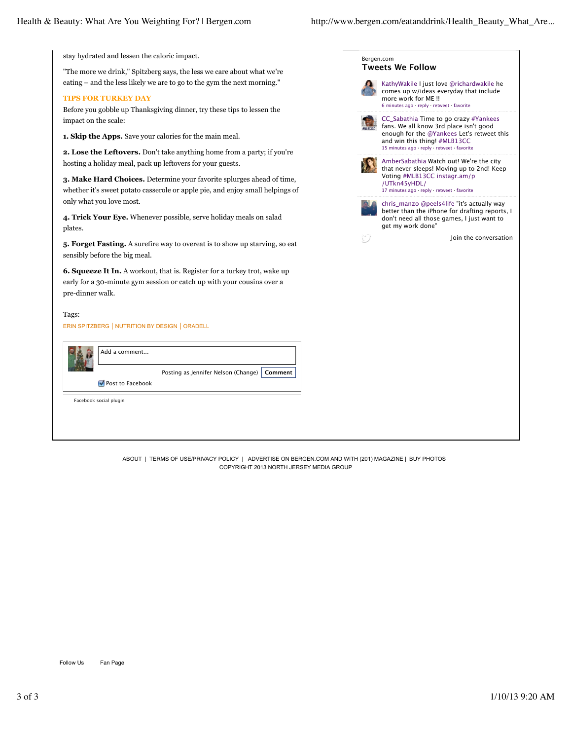stay hydrated and lessen the caloric impact.

"The more we drink," Spitzberg says, the less we care about what we're eating – and the less likely we are to go to the gym the next morning."

### TIPS FOR TURKEY DAY

Before you gobble up Thanksgiving dinner, try these tips to lessen the impact on the scale:

**1. Skip the Apps.** Save your calories for the main meal.

**2. Lose the Leftovers.** Don't take anything home from a party; if you're hosting a holiday meal, pack up leftovers for your guests.

**3. Make Hard Choices.** Determine your favorite splurges ahead of time, whether it's sweet potato casserole or apple pie, and enjoy small helpings of only what you love most.

**4. Trick Your Eye.** Whenever possible, serve holiday meals on salad plates.

**5. Forget Fasting.** A surefire way to overeat is to show up starving, so eat sensibly before the big meal.

**6. Squeeze It In.** A workout, that is. Register for a turkey trot, wake up early for a 30-minute gym session or catch up with your cousins over a pre-dinner walk.

Tags:

ERIN SPITZBERG | NUTRITION BY DESIGN | ORADELL

Add a comment...

Posting as Jennifer Nelson (Change) Comment

Post to Facebook

Facebook social plugin

Bergen.com

**Tweets We Follow**

KathyWakile I just love @richardwakile he comes up w/ideas everyday that include more work for ME !!
6 minutes ago · reply · retweet · favorite

CC_Sabathia Time to go crazy #Yankees fans. We all know 3rd place isn't good enough for the @Yankees Let's retweet this and win this thing! #MLB13CC
15 minutes ago · reply · retweet · favorite

AmberSabathia Watch out! We're the city that never sleeps! Moving up to 2nd! Keep Voting #MLB13CC instagr.am/p/UTkn45yHDL/
17 minutes ago · reply · retweet · favorite

chris_manzo @peels4life "it's actually way better than the iPhone for drafting reports, I don't need all those games, I just want to get my work done"

Join the conversation

ABOUT | TERMS OF USE/PRIVACY POLICY | ADVERTISE ON BERGEN.COM AND WITH (201) MAGAZINE | BUY PHOTOS
COPYRIGHT 2013 NORTH JERSEY MEDIA GROUP

Follow Us Fan Page